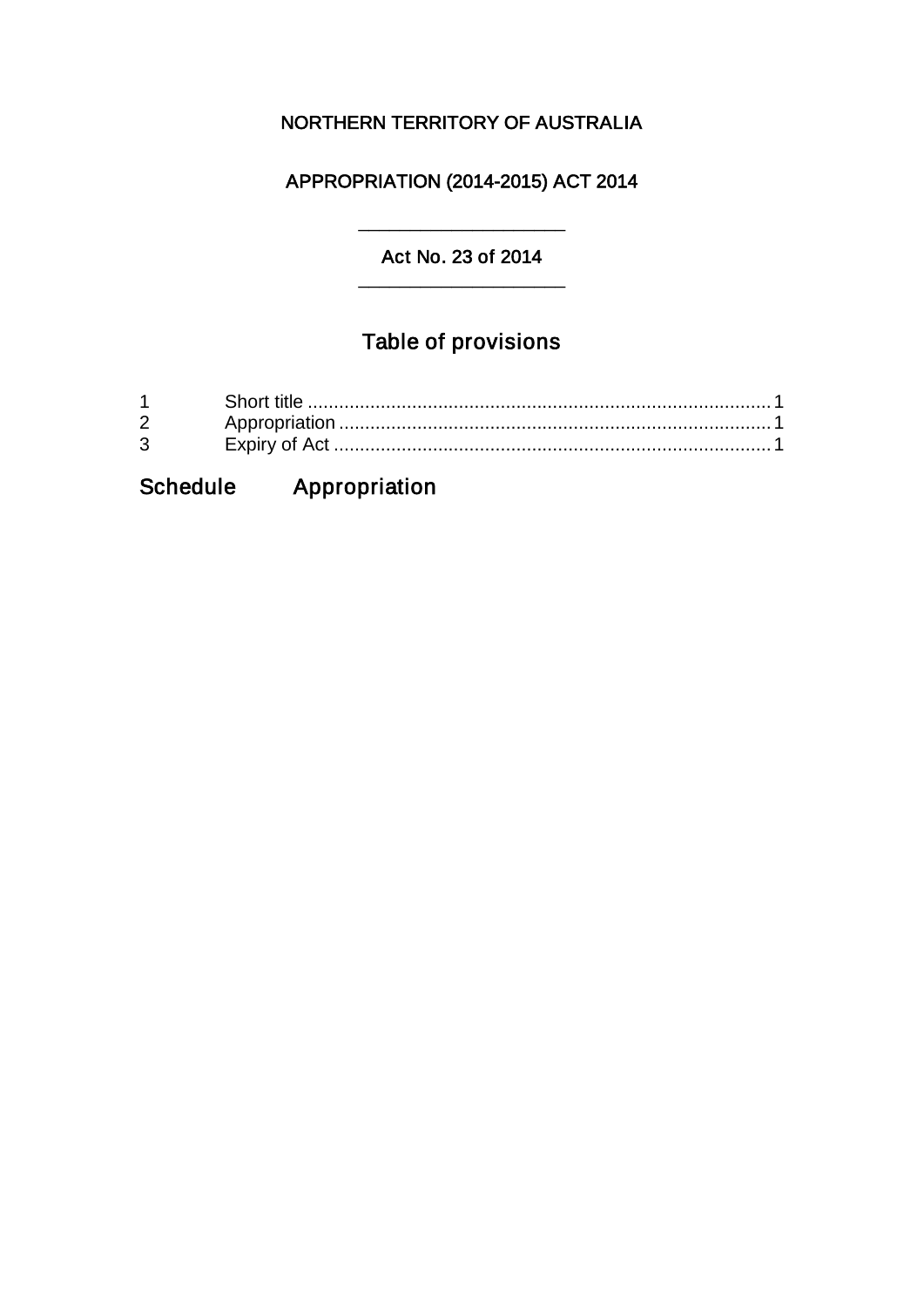NORTHERN TERRITORY OF AUSTRALIA

# APPROPRIATION (2014-2015) ACT 2014

---

Act No. 23 of 2014

---

## Table of provisions

| | | |
|---|---|---|
| 1 | Short title | 1 |
| 2 | Appropriation | 1 |
| 3 | Expiry of Act | 1 |

## Schedule Appropriation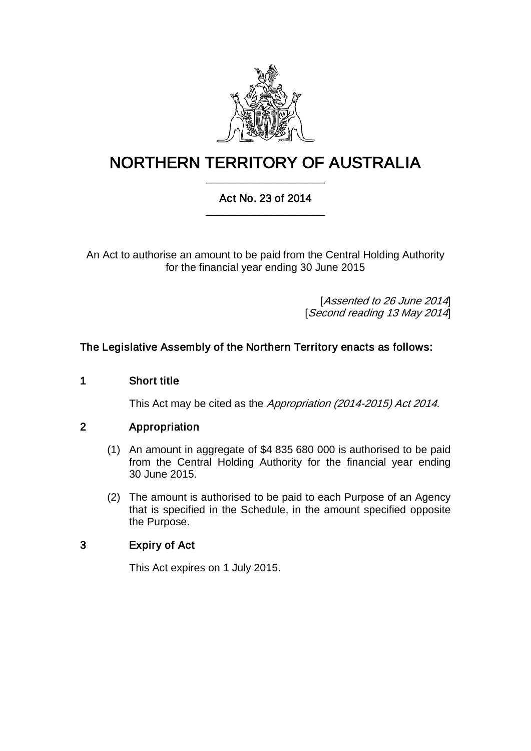# NORTHERN TERRITORY OF AUSTRALIA

## Act No. 23 of 2014

An Act to authorise an amount to be paid from the Central Holding Authority for the financial year ending 30 June 2015

[*Assented to 26 June 2014*]
[*Second reading 13 May 2014*]

**The Legislative Assembly of the Northern Territory enacts as follows:**

### 1 Short title

This Act may be cited as the *Appropriation (2014-2015) Act 2014*.

### 2 Appropriation

(1) An amount in aggregate of $4 835 680 000 is authorised to be paid from the Central Holding Authority for the financial year ending 30 June 2015.

(2) The amount is authorised to be paid to each Purpose of an Agency that is specified in the Schedule, in the amount specified opposite the Purpose.

### 3 Expiry of Act

This Act expires on 1 July 2015.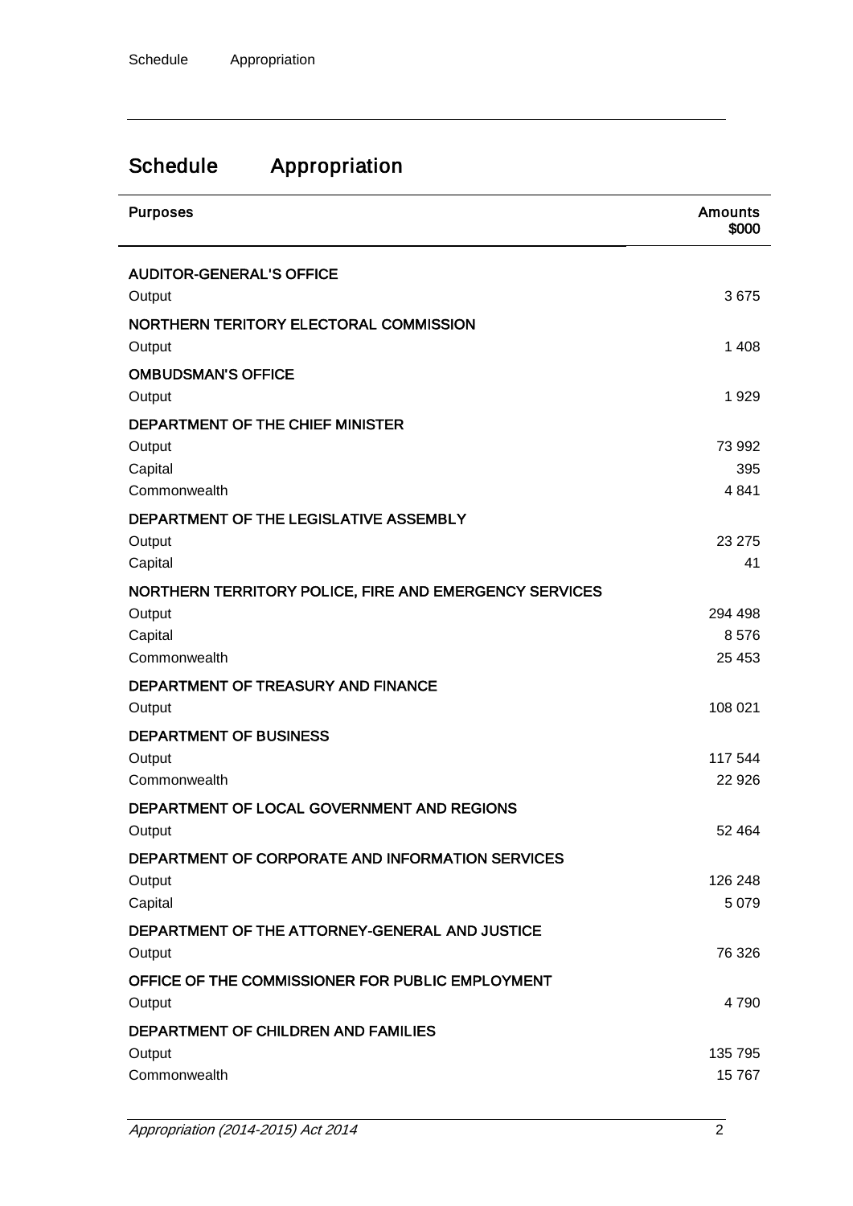# Schedule Appropriation

| Purposes | Amounts $000 |
|---|---|
| **AUDITOR-GENERAL'S OFFICE** | |
| Output | 3 675 |
| **NORTHERN TERITORY ELECTORAL COMMISSION** | |
| Output | 1 408 |
| **OMBUDSMAN'S OFFICE** | |
| Output | 1 929 |
| **DEPARTMENT OF THE CHIEF MINISTER** | |
| Output | 73 992 |
| Capital | 395 |
| Commonwealth | 4 841 |
| **DEPARTMENT OF THE LEGISLATIVE ASSEMBLY** | |
| Output | 23 275 |
| Capital | 41 |
| **NORTHERN TERRITORY POLICE, FIRE AND EMERGENCY SERVICES** | |
| Output | 294 498 |
| Capital | 8 576 |
| Commonwealth | 25 453 |
| **DEPARTMENT OF TREASURY AND FINANCE** | |
| Output | 108 021 |
| **DEPARTMENT OF BUSINESS** | |
| Output | 117 544 |
| Commonwealth | 22 926 |
| **DEPARTMENT OF LOCAL GOVERNMENT AND REGIONS** | |
| Output | 52 464 |
| **DEPARTMENT OF CORPORATE AND INFORMATION SERVICES** | |
| Output | 126 248 |
| Capital | 5 079 |
| **DEPARTMENT OF THE ATTORNEY-GENERAL AND JUSTICE** | |
| Output | 76 326 |
| **OFFICE OF THE COMMISSIONER FOR PUBLIC EMPLOYMENT** | |
| Output | 4 790 |
| **DEPARTMENT OF CHILDREN AND FAMILIES** | |
| Output | 135 795 |
| Commonwealth | 15 767 |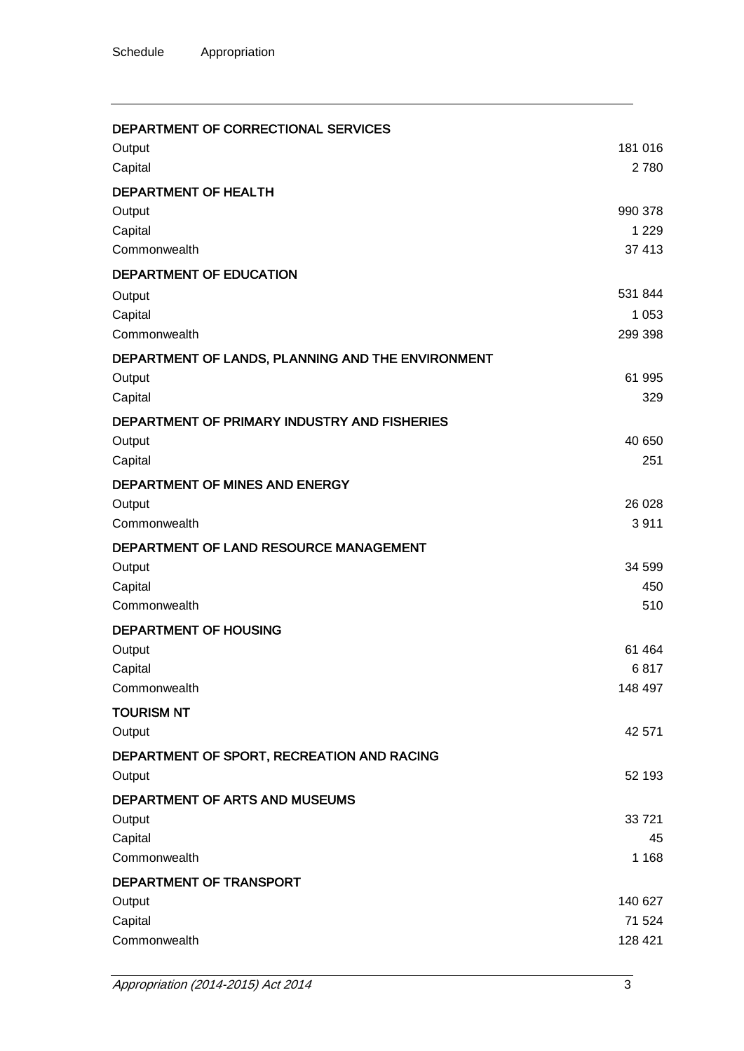| | |
|---|---|
| **DEPARTMENT OF CORRECTIONAL SERVICES** | |
| Output | 181 016 |
| Capital | 2 780 |
| **DEPARTMENT OF HEALTH** | |
| Output | 990 378 |
| Capital | 1 229 |
| Commonwealth | 37 413 |
| **DEPARTMENT OF EDUCATION** | |
| Output | 531 844 |
| Capital | 1 053 |
| Commonwealth | 299 398 |
| **DEPARTMENT OF LANDS, PLANNING AND THE ENVIRONMENT** | |
| Output | 61 995 |
| Capital | 329 |
| **DEPARTMENT OF PRIMARY INDUSTRY AND FISHERIES** | |
| Output | 40 650 |
| Capital | 251 |
| **DEPARTMENT OF MINES AND ENERGY** | |
| Output | 26 028 |
| Commonwealth | 3 911 |
| **DEPARTMENT OF LAND RESOURCE MANAGEMENT** | |
| Output | 34 599 |
| Capital | 450 |
| Commonwealth | 510 |
| **DEPARTMENT OF HOUSING** | |
| Output | 61 464 |
| Capital | 6 817 |
| Commonwealth | 148 497 |
| **TOURISM NT** | |
| Output | 42 571 |
| **DEPARTMENT OF SPORT, RECREATION AND RACING** | |
| Output | 52 193 |
| **DEPARTMENT OF ARTS AND MUSEUMS** | |
| Output | 33 721 |
| Capital | 45 |
| Commonwealth | 1 168 |
| **DEPARTMENT OF TRANSPORT** | |
| Output | 140 627 |
| Capital | 71 524 |
| Commonwealth | 128 421 |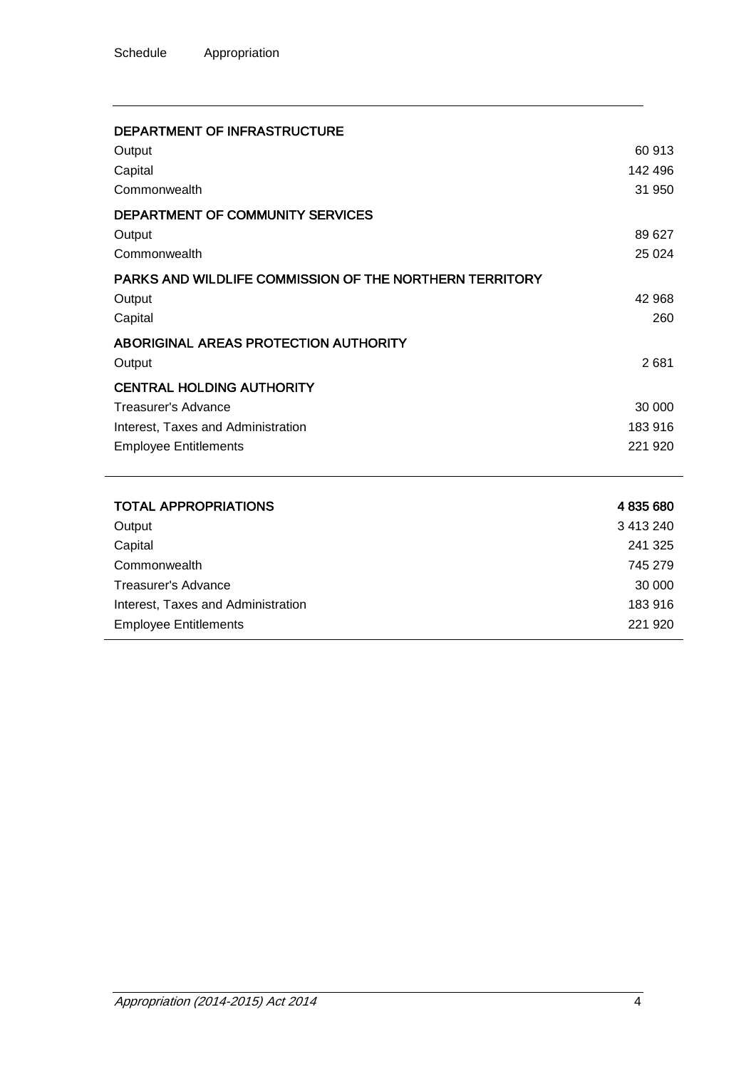| | |
|---|---|
| **DEPARTMENT OF INFRASTRUCTURE** | |
| Output | 60 913 |
| Capital | 142 496 |
| Commonwealth | 31 950 |
| **DEPARTMENT OF COMMUNITY SERVICES** | |
| Output | 89 627 |
| Commonwealth | 25 024 |
| **PARKS AND WILDLIFE COMMISSION OF THE NORTHERN TERRITORY** | |
| Output | 42 968 |
| Capital | 260 |
| **ABORIGINAL AREAS PROTECTION AUTHORITY** | |
| Output | 2 681 |
| **CENTRAL HOLDING AUTHORITY** | |
| Treasurer's Advance | 30 000 |
| Interest, Taxes and Administration | 183 916 |
| Employee Entitlements | 221 920 |

| | |
|---|---|
| **TOTAL APPROPRIATIONS** | **4 835 680** |
| Output | 3 413 240 |
| Capital | 241 325 |
| Commonwealth | 745 279 |
| Treasurer's Advance | 30 000 |
| Interest, Taxes and Administration | 183 916 |
| Employee Entitlements | 221 920 |